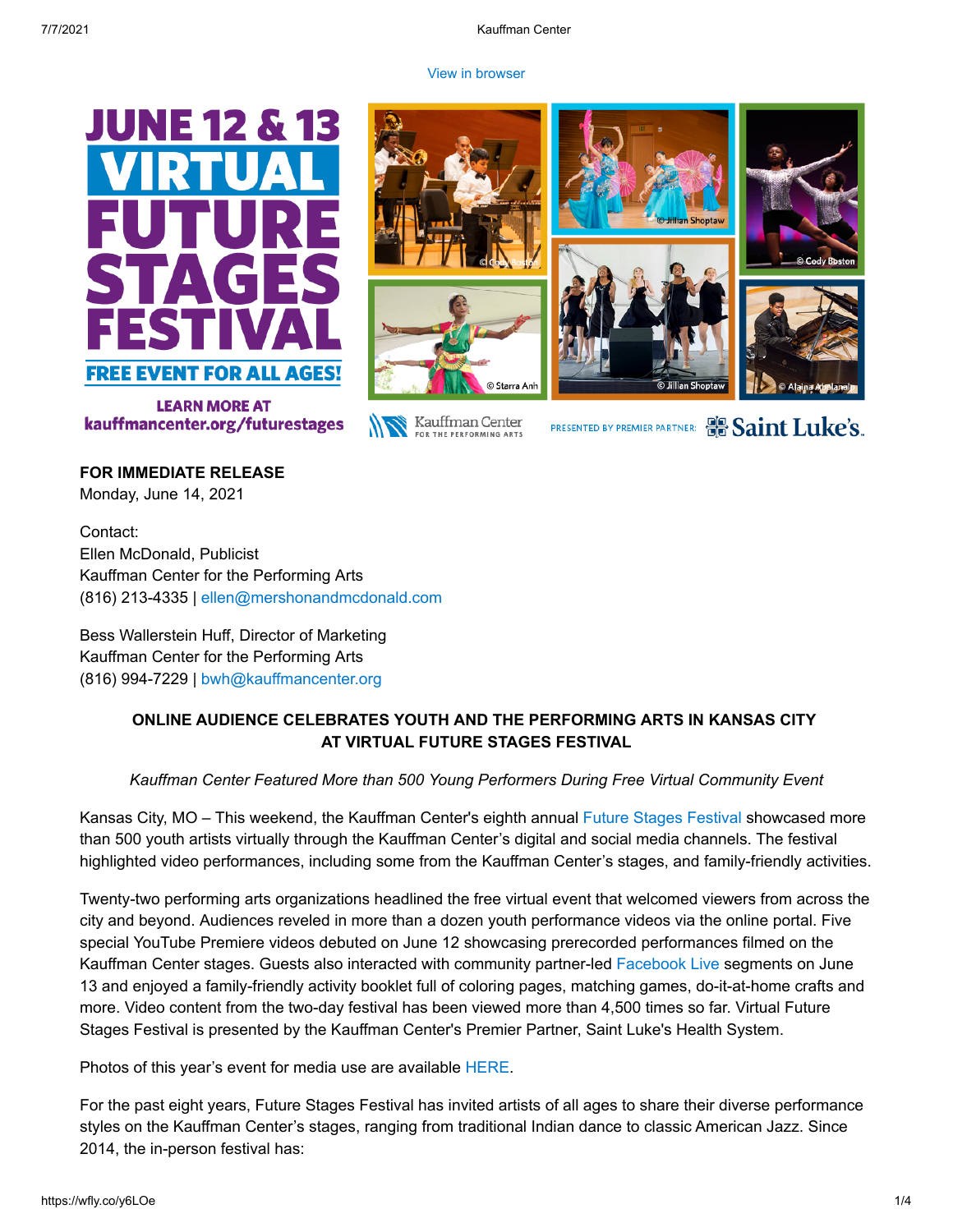View in browser

JUNE 12 & 13 VIRTUAL FUTURE STAGES FESTIVAL

FREE EVENT FOR ALL AGES!

LEARN MORE AT kauffmancenter.org/futurestages

© Cody Boston © Jillian Shoptaw © Cody Boston © Sterra Anh © Jillian Shoptaw © Alaina Ahmlanah

Kauffman Center FOR THE PERFORMING ARTS

PRESENTED BY PREMIER PARTNER: Saint Luke's

**FOR IMMEDIATE RELEASE**
Monday, June 14, 2021

Contact:
Ellen McDonald, Publicist
Kauffman Center for the Performing Arts
(816) 213-4335 | ellen@mershonandmcdonald.com

Bess Wallerstein Huff, Director of Marketing
Kauffman Center for the Performing Arts
(816) 994-7229 | bwh@kauffmancenter.org

**ONLINE AUDIENCE CELEBRATES YOUTH AND THE PERFORMING ARTS IN KANSAS CITY AT VIRTUAL FUTURE STAGES FESTIVAL**

*Kauffman Center Featured More than 500 Young Performers During Free Virtual Community Event*

Kansas City, MO – This weekend, the Kauffman Center's eighth annual Future Stages Festival showcased more than 500 youth artists virtually through the Kauffman Center's digital and social media channels. The festival highlighted video performances, including some from the Kauffman Center's stages, and family-friendly activities.

Twenty-two performing arts organizations headlined the free virtual event that welcomed viewers from across the city and beyond. Audiences reveled in more than a dozen youth performance videos via the online portal. Five special YouTube Premiere videos debuted on June 12 showcasing prerecorded performances filmed on the Kauffman Center stages. Guests also interacted with community partner-led Facebook Live segments on June 13 and enjoyed a family-friendly activity booklet full of coloring pages, matching games, do-it-at-home crafts and more. Video content from the two-day festival has been viewed more than 4,500 times so far. Virtual Future Stages Festival is presented by the Kauffman Center's Premier Partner, Saint Luke's Health System.

Photos of this year's event for media use are available HERE.

For the past eight years, Future Stages Festival has invited artists of all ages to share their diverse performance styles on the Kauffman Center's stages, ranging from traditional Indian dance to classic American Jazz. Since 2014, the in-person festival has: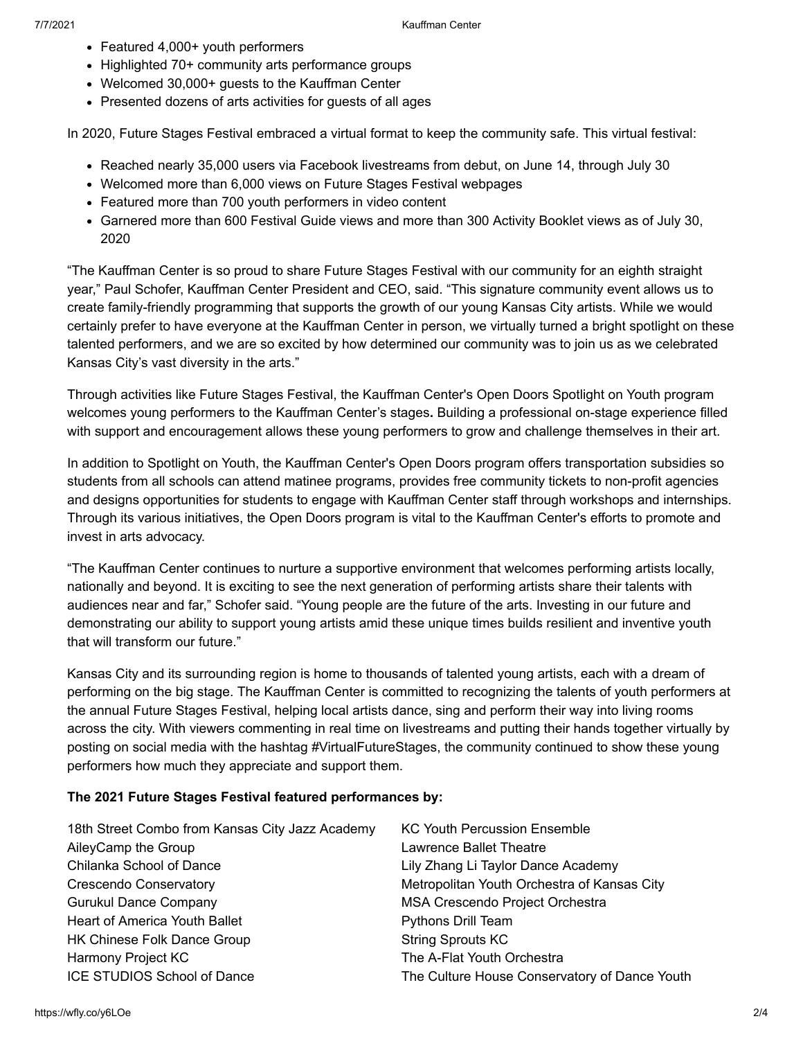- Featured 4,000+ youth performers
- Highlighted 70+ community arts performance groups
- Welcomed 30,000+ guests to the Kauffman Center
- Presented dozens of arts activities for guests of all ages

In 2020, Future Stages Festival embraced a virtual format to keep the community safe. This virtual festival:

- Reached nearly 35,000 users via Facebook livestreams from debut, on June 14, through July 30
- Welcomed more than 6,000 views on Future Stages Festival webpages
- Featured more than 700 youth performers in video content
- Garnered more than 600 Festival Guide views and more than 300 Activity Booklet views as of July 30, 2020

"The Kauffman Center is so proud to share Future Stages Festival with our community for an eighth straight year," Paul Schofer, Kauffman Center President and CEO, said. "This signature community event allows us to create family-friendly programming that supports the growth of our young Kansas City artists. While we would certainly prefer to have everyone at the Kauffman Center in person, we virtually turned a bright spotlight on these talented performers, and we are so excited by how determined our community was to join us as we celebrated Kansas City's vast diversity in the arts."

Through activities like Future Stages Festival, the Kauffman Center's Open Doors Spotlight on Youth program welcomes young performers to the Kauffman Center's stages**.** Building a professional on-stage experience filled with support and encouragement allows these young performers to grow and challenge themselves in their art.

In addition to Spotlight on Youth, the Kauffman Center's Open Doors program offers transportation subsidies so students from all schools can attend matinee programs, provides free community tickets to non-profit agencies and designs opportunities for students to engage with Kauffman Center staff through workshops and internships. Through its various initiatives, the Open Doors program is vital to the Kauffman Center's efforts to promote and invest in arts advocacy.

"The Kauffman Center continues to nurture a supportive environment that welcomes performing artists locally, nationally and beyond. It is exciting to see the next generation of performing artists share their talents with audiences near and far," Schofer said. "Young people are the future of the arts. Investing in our future and demonstrating our ability to support young artists amid these unique times builds resilient and inventive youth that will transform our future."

Kansas City and its surrounding region is home to thousands of talented young artists, each with a dream of performing on the big stage. The Kauffman Center is committed to recognizing the talents of youth performers at the annual Future Stages Festival, helping local artists dance, sing and perform their way into living rooms across the city. With viewers commenting in real time on livestreams and putting their hands together virtually by posting on social media with the hashtag #VirtualFutureStages, the community continued to show these young performers how much they appreciate and support them.

**The 2021 Future Stages Festival featured performances by:**

18th Street Combo from Kansas City Jazz Academy
AileyCamp the Group
Chilanka School of Dance
Crescendo Conservatory
Gurukul Dance Company
Heart of America Youth Ballet
HK Chinese Folk Dance Group
Harmony Project KC
ICE STUDIOS School of Dance
KC Youth Percussion Ensemble
Lawrence Ballet Theatre
Lily Zhang Li Taylor Dance Academy
Metropolitan Youth Orchestra of Kansas City
MSA Crescendo Project Orchestra
Pythons Drill Team
String Sprouts KC
The A-Flat Youth Orchestra
The Culture House Conservatory of Dance Youth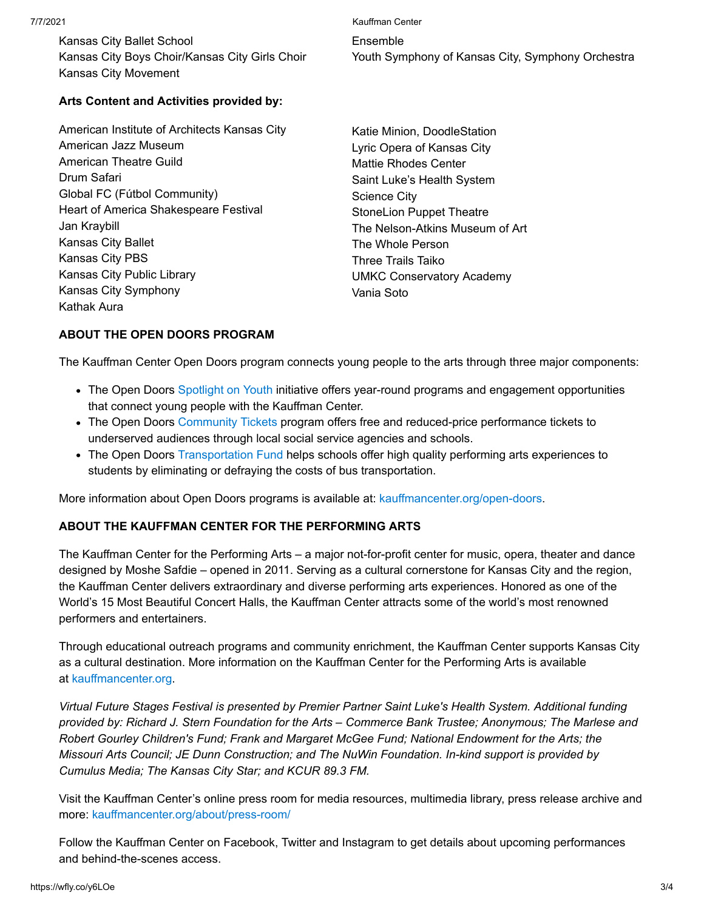Kansas City Ballet School
Kansas City Boys Choir/Kansas City Girls Choir
Kansas City Movement
Ensemble
Youth Symphony of Kansas City, Symphony Orchestra

**Arts Content and Activities provided by:**

American Institute of Architects Kansas City
American Jazz Museum
American Theatre Guild
Drum Safari
Global FC (Fútbol Community)
Heart of America Shakespeare Festival
Jan Kraybill
Kansas City Ballet
Kansas City PBS
Kansas City Public Library
Kansas City Symphony
Kathak Aura
Katie Minion, DoodleStation
Lyric Opera of Kansas City
Mattie Rhodes Center
Saint Luke's Health System
Science City
StoneLion Puppet Theatre
The Nelson-Atkins Museum of Art
The Whole Person
Three Trails Taiko
UMKC Conservatory Academy
Vania Soto

**ABOUT THE OPEN DOORS PROGRAM**

The Kauffman Center Open Doors program connects young people to the arts through three major components:

- The Open Doors Spotlight on Youth initiative offers year-round programs and engagement opportunities that connect young people with the Kauffman Center.
- The Open Doors Community Tickets program offers free and reduced-price performance tickets to underserved audiences through local social service agencies and schools.
- The Open Doors Transportation Fund helps schools offer high quality performing arts experiences to students by eliminating or defraying the costs of bus transportation.

More information about Open Doors programs is available at: kauffmancenter.org/open-doors.

**ABOUT THE KAUFFMAN CENTER FOR THE PERFORMING ARTS**

The Kauffman Center for the Performing Arts – a major not-for-profit center for music, opera, theater and dance designed by Moshe Safdie – opened in 2011. Serving as a cultural cornerstone for Kansas City and the region, the Kauffman Center delivers extraordinary and diverse performing arts experiences. Honored as one of the World's 15 Most Beautiful Concert Halls, the Kauffman Center attracts some of the world's most renowned performers and entertainers.

Through educational outreach programs and community enrichment, the Kauffman Center supports Kansas City as a cultural destination. More information on the Kauffman Center for the Performing Arts is available at kauffmancenter.org.

*Virtual Future Stages Festival is presented by Premier Partner Saint Luke's Health System. Additional funding provided by: Richard J. Stern Foundation for the Arts – Commerce Bank Trustee; Anonymous; The Marlese and Robert Gourley Children's Fund; Frank and Margaret McGee Fund; National Endowment for the Arts; the Missouri Arts Council; JE Dunn Construction; and The NuWin Foundation. In-kind support is provided by Cumulus Media; The Kansas City Star; and KCUR 89.3 FM.*

Visit the Kauffman Center's online press room for media resources, multimedia library, press release archive and more: kauffmancenter.org/about/press-room/

Follow the Kauffman Center on Facebook, Twitter and Instagram to get details about upcoming performances and behind-the-scenes access.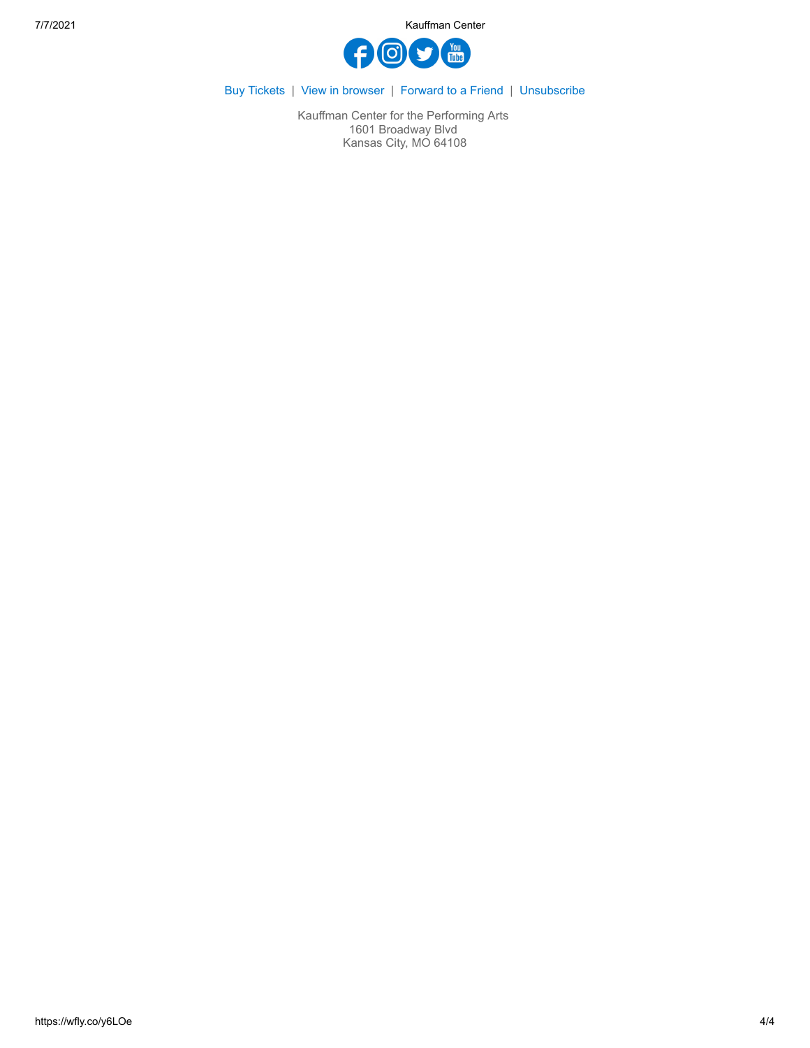Buy Tickets | View in browser | Forward to a Friend | Unsubscribe

Kauffman Center for the Performing Arts
1601 Broadway Blvd
Kansas City, MO 64108